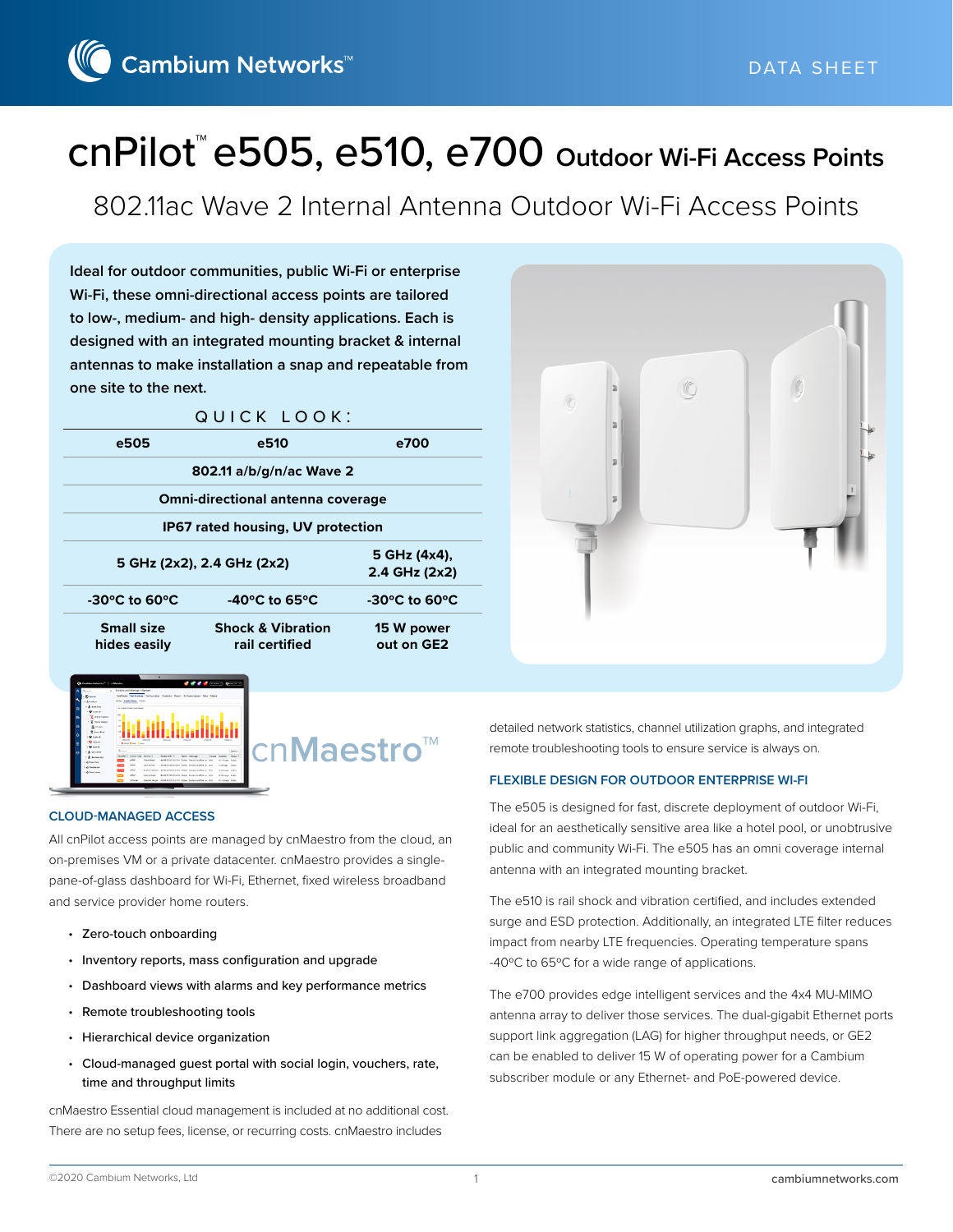# cnPilot™ e505, e510, e700 Outdoor Wi-Fi Access Points

## 802.11ac Wave 2 Internal Antenna Outdoor Wi-Fi Access Points

**Ideal for outdoor communities, public Wi-Fi or enterprise Wi-Fi, these omni-directional access points are tailored to low-, medium- and high- density applications. Each is designed with an integrated mounting bracket & internal antennas to make installation a snap and repeatable from one site to the next.**

QUICK LOOK:

| e505 | e510 | e700 |
|---|---|---|
| 802.11 a/b/g/n/ac Wave 2 | | |
| Omni-directional antenna coverage | | |
| IP67 rated housing, UV protection | | |
| 5 GHz (2x2), 2.4 GHz (2x2) | | 5 GHz (4x4), 2.4 GHz (2x2) |
| -30°C to 60°C | -40°C to 65°C | -30°C to 60°C |
| Small size hides easily | Shock & Vibration rail certified | 15 W power out on GE2 |

cnMaestro™

### CLOUD-MANAGED ACCESS

All cnPilot access points are managed by cnMaestro from the cloud, an on-premises VM or a private datacenter. cnMaestro provides a single-pane-of-glass dashboard for Wi-Fi, Ethernet, fixed wireless broadband and service provider home routers.

- Zero-touch onboarding
- Inventory reports, mass configuration and upgrade
- Dashboard views with alarms and key performance metrics
- Remote troubleshooting tools
- Hierarchical device organization
- Cloud-managed guest portal with social login, vouchers, rate, time and throughput limits

cnMaestro Essential cloud management is included at no additional cost. There are no setup fees, license, or recurring costs. cnMaestro includes detailed network statistics, channel utilization graphs, and integrated remote troubleshooting tools to ensure service is always on.

### FLEXIBLE DESIGN FOR OUTDOOR ENTERPRISE WI-FI

The e505 is designed for fast, discrete deployment of outdoor Wi-Fi, ideal for an aesthetically sensitive area like a hotel pool, or unobtrusive public and community Wi-Fi. The e505 has an omni coverage internal antenna with an integrated mounting bracket.

The e510 is rail shock and vibration certified, and includes extended surge and ESD protection. Additionally, an integrated LTE filter reduces impact from nearby LTE frequencies. Operating temperature spans -40°C to 65°C for a wide range of applications.

The e700 provides edge intelligent services and the 4x4 MU-MIMO antenna array to deliver those services. The dual-gigabit Ethernet ports support link aggregation (LAG) for higher throughput needs, or GE2 can be enabled to deliver 15 W of operating power for a Cambium subscriber module or any Ethernet- and PoE-powered device.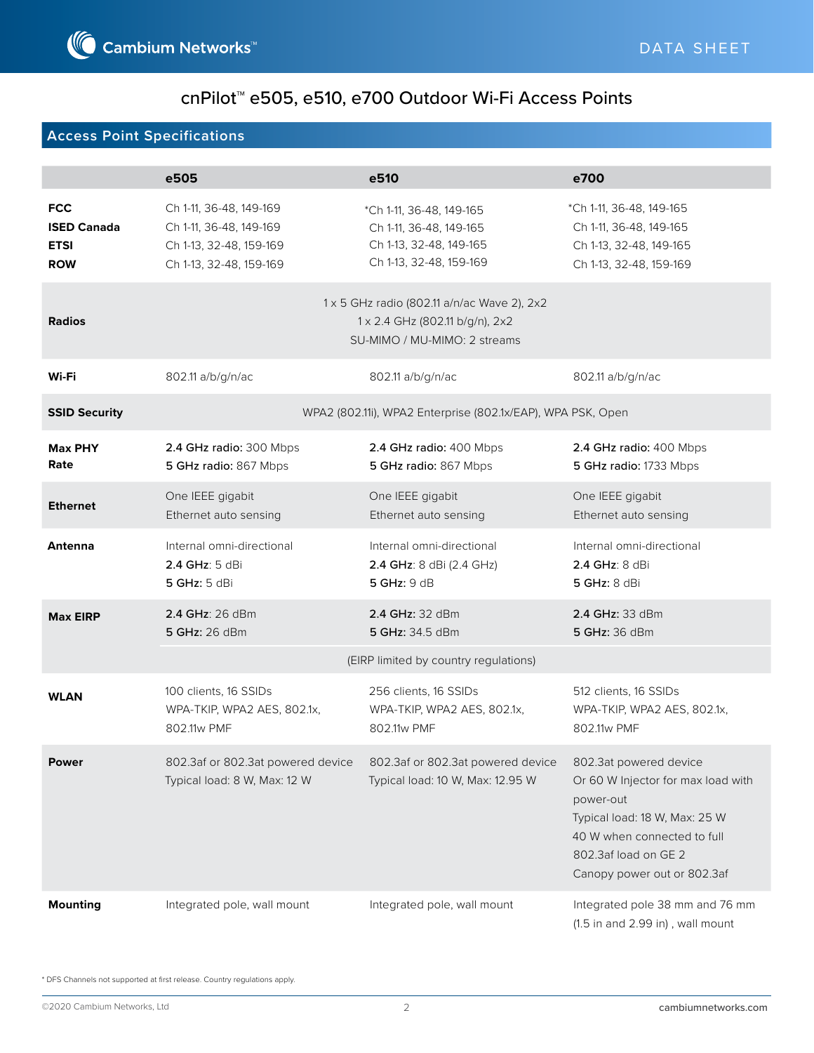# cnPilot™ e505, e510, e700 Outdoor Wi-Fi Access Points

## Access Point Specifications

| | e505 | e510 | e700 |
|---|---|---|---|
| **FCC**<br>**ISED Canada**<br>**ETSI**<br>**ROW** | Ch 1-11, 36-48, 149-169<br>Ch 1-11, 36-48, 149-169<br>Ch 1-13, 32-48, 159-169<br>Ch 1-13, 32-48, 159-169 | *Ch 1-11, 36-48, 149-165<br>Ch 1-11, 36-48, 149-165<br>Ch 1-13, 32-48, 149-165<br>Ch 1-13, 32-48, 159-169 | *Ch 1-11, 36-48, 149-165<br>Ch 1-11, 36-48, 149-165<br>Ch 1-13, 32-48, 149-165<br>Ch 1-13, 32-48, 159-169 |
| **Radios** | 1 x 5 GHz radio (802.11 a/n/ac Wave 2), 2x2<br>1 x 2.4 GHz (802.11 b/g/n), 2x2<br>SU-MIMO / MU-MIMO: 2 streams | | |
| **Wi-Fi** | 802.11 a/b/g/n/ac | 802.11 a/b/g/n/ac | 802.11 a/b/g/n/ac |
| **SSID Security** | WPA2 (802.11i), WPA2 Enterprise (802.1x/EAP), WPA PSK, Open | | |
| **Max PHY Rate** | **2.4 GHz radio:** 300 Mbps<br>**5 GHz radio:** 867 Mbps | **2.4 GHz radio:** 400 Mbps<br>**5 GHz radio:** 867 Mbps | **2.4 GHz radio:** 400 Mbps<br>**5 GHz radio:** 1733 Mbps |
| **Ethernet** | One IEEE gigabit Ethernet auto sensing | One IEEE gigabit Ethernet auto sensing | One IEEE gigabit Ethernet auto sensing |
| **Antenna** | Internal omni-directional<br>**2.4 GHz**: 5 dBi<br>**5 GHz:** 5 dBi | Internal omni-directional<br>**2.4 GHz**: 8 dBi (2.4 GHz)<br>**5 GHz:** 9 dB | Internal omni-directional<br>**2.4 GHz**: 8 dBi<br>**5 GHz:** 8 dBi |
| **Max EIRP** | **2.4 GHz:** 26 dBm<br>**5 GHz:** 26 dBm | **2.4 GHz:** 32 dBm<br>**5 GHz:** 34.5 dBm | **2.4 GHz:** 33 dBm<br>**5 GHz:** 36 dBm |
| | (EIRP limited by country regulations) | | |
| **WLAN** | 100 clients, 16 SSIDs<br>WPA-TKIP, WPA2 AES, 802.1x, 802.11w PMF | 256 clients, 16 SSIDs<br>WPA-TKIP, WPA2 AES, 802.1x, 802.11w PMF | 512 clients, 16 SSIDs<br>WPA-TKIP, WPA2 AES, 802.1x, 802.11w PMF |
| **Power** | 802.3af or 802.3at powered device<br>Typical load: 8 W, Max: 12 W | 802.3af or 802.3at powered device<br>Typical load: 10 W, Max: 12.95 W | 802.3at powered device<br>Or 60 W Injector for max load with power-out<br>Typical load: 18 W, Max: 25 W<br>40 W when connected to full 802.3af load on GE 2<br>Canopy power out or 802.3af |
| **Mounting** | Integrated pole, wall mount | Integrated pole, wall mount | Integrated pole 38 mm and 76 mm (1.5 in and 2.99 in) , wall mount |

* DFS Channels not supported at first release. Country regulations apply.

©2020 Cambium Networks, Ltd

cambiumnetworks.com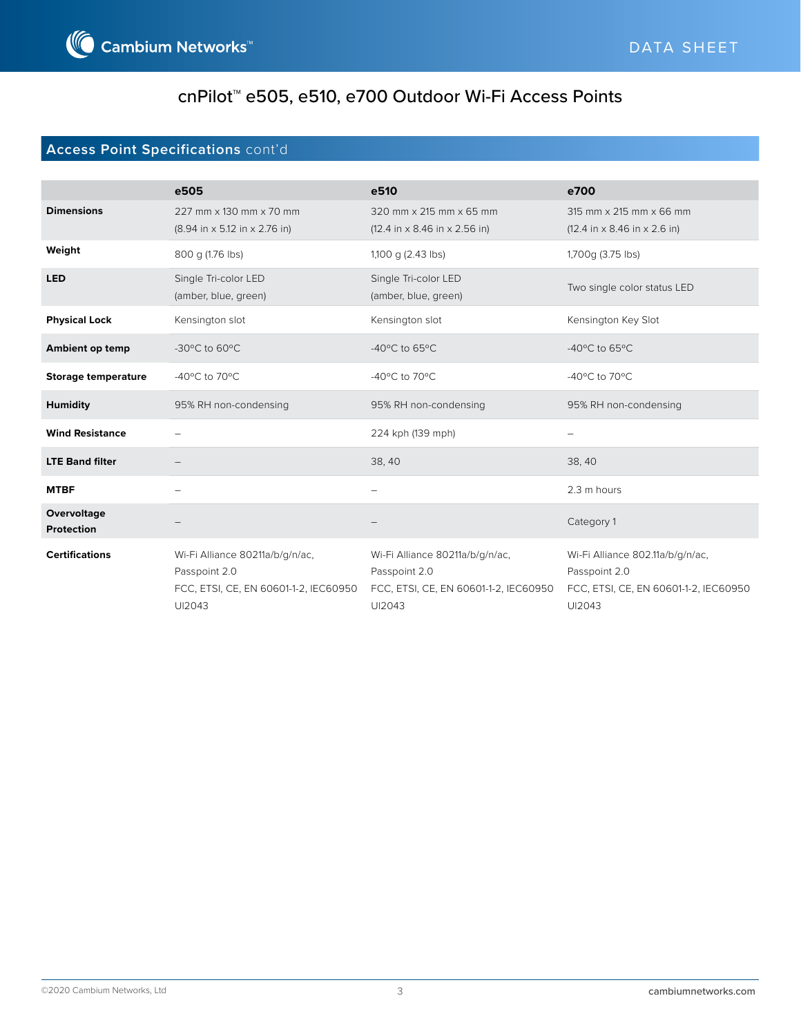# cnPilot™ e505, e510, e700 Outdoor Wi-Fi Access Points

## Access Point Specifications cont'd

| | e505 | e510 | e700 |
|---|---|---|---|
| **Dimensions** | 227 mm x 130 mm x 70 mm (8.94 in x 5.12 in x 2.76 in) | 320 mm x 215 mm x 65 mm (12.4 in x 8.46 in x 2.56 in) | 315 mm x 215 mm x 66 mm (12.4 in x 8.46 in x 2.6 in) |
| **Weight** | 800 g (1.76 lbs) | 1,100 g (2.43 lbs) | 1,700g (3.75 lbs) |
| **LED** | Single Tri-color LED (amber, blue, green) | Single Tri-color LED (amber, blue, green) | Two single color status LED |
| **Physical Lock** | Kensington slot | Kensington slot | Kensington Key Slot |
| **Ambient op temp** | -30°C to 60°C | -40°C to 65°C | -40°C to 65°C |
| **Storage temperature** | -40°C to 70°C | -40°C to 70°C | -40°C to 70°C |
| **Humidity** | 95% RH non-condensing | 95% RH non-condensing | 95% RH non-condensing |
| **Wind Resistance** | – | 224 kph (139 mph) | – |
| **LTE Band filter** | – | 38, 40 | 38, 40 |
| **MTBF** | – | – | 2.3 m hours |
| **Overvoltage Protection** | – | – | Category 1 |
| **Certifications** | Wi-Fi Alliance 80211a/b/g/n/ac, Passpoint 2.0<br>FCC, ETSI, CE, EN 60601-1-2, IEC60950 UI2043 | Wi-Fi Alliance 80211a/b/g/n/ac, Passpoint 2.0<br>FCC, ETSI, CE, EN 60601-1-2, IEC60950 UI2043 | Wi-Fi Alliance 802.11a/b/g/n/ac, Passpoint 2.0<br>FCC, ETSI, CE, EN 60601-1-2, IEC60950 UI2043 |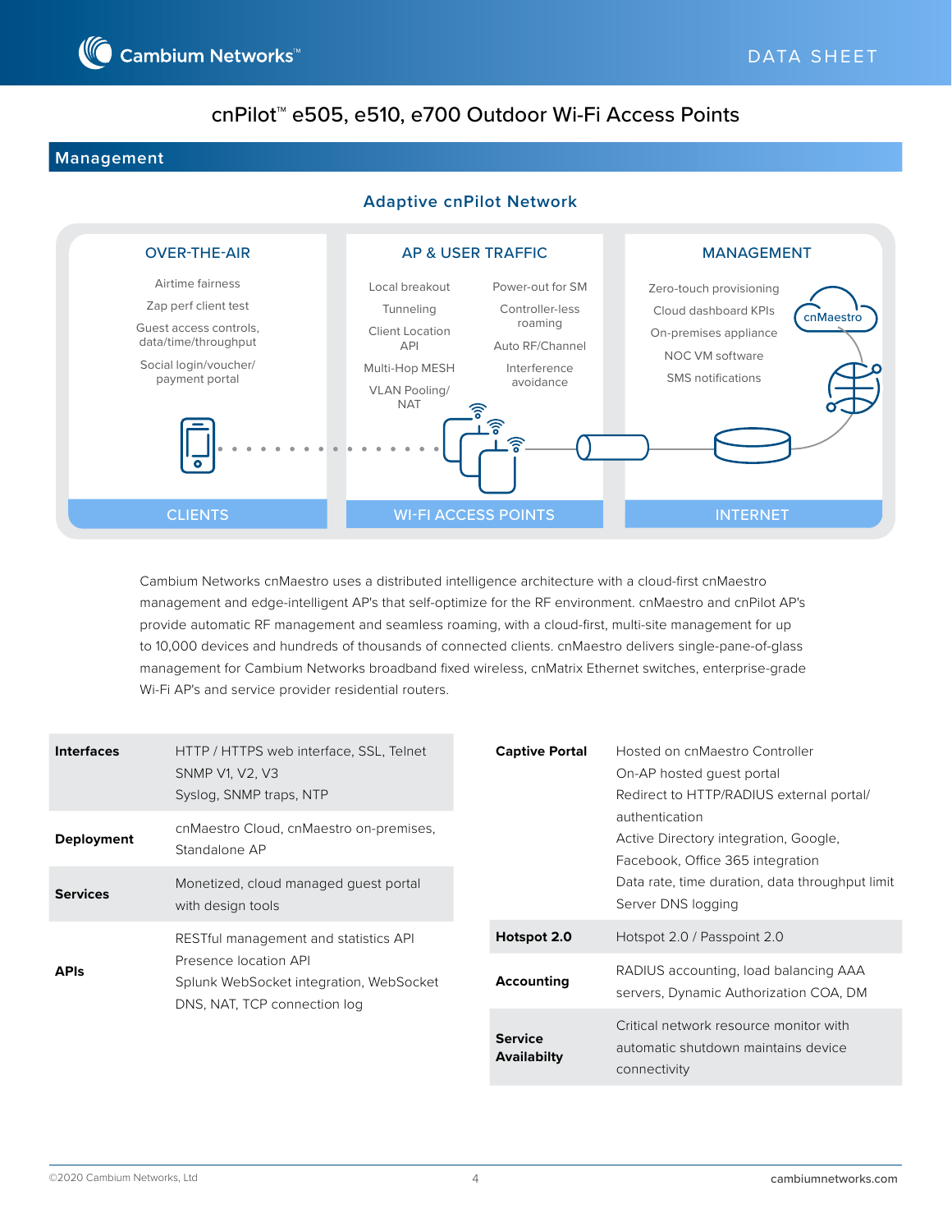# cnPilot™ e505, e510, e700 Outdoor Wi-Fi Access Points

## Management

### Adaptive cnPilot Network

**OVER-THE-AIR**

- Airtime fairness
- Zap perf client test
- Guest access controls, data/time/throughput
- Social login/voucher/ payment portal

**AP & USER TRAFFIC**

- Local breakout
- Tunneling
- Client Location API
- Multi-Hop MESH
- VLAN Pooling/ NAT
- Power-out for SM
- Controller-less roaming
- Auto RF/Channel
- Interference avoidance

**MANAGEMENT**

- Zero-touch provisioning
- Cloud dashboard KPIs
- On-premises appliance
- NOC VM software
- SMS notifications

cnMaestro

CLIENTS | WI-FI ACCESS POINTS | INTERNET

Cambium Networks cnMaestro uses a distributed intelligence architecture with a cloud-first cnMaestro management and edge-intelligent AP's that self-optimize for the RF environment. cnMaestro and cnPilot AP's provide automatic RF management and seamless roaming, with a cloud-first, multi-site management for up to 10,000 devices and hundreds of thousands of connected clients. cnMaestro delivers single-pane-of-glass management for Cambium Networks broadband fixed wireless, cnMatrix Ethernet switches, enterprise-grade Wi-Fi AP's and service provider residential routers.

| | |
|---|---|
| **Interfaces** | HTTP / HTTPS web interface, SSL, Telnet<br>SNMP V1, V2, V3<br>Syslog, SNMP traps, NTP |
| **Deployment** | cnMaestro Cloud, cnMaestro on-premises, Standalone AP |
| **Services** | Monetized, cloud managed guest portal with design tools |
| **APIs** | RESTful management and statistics API<br>Presence location API<br>Splunk WebSocket integration, WebSocket<br>DNS, NAT, TCP connection log |

| | |
|---|---|
| **Captive Portal** | Hosted on cnMaestro Controller<br>On-AP hosted guest portal<br>Redirect to HTTP/RADIUS external portal/ authentication<br>Active Directory integration, Google, Facebook, Office 365 integration<br>Data rate, time duration, data throughput limit<br>Server DNS logging |
| **Hotspot 2.0** | Hotspot 2.0 / Passpoint 2.0 |
| **Accounting** | RADIUS accounting, load balancing AAA servers, Dynamic Authorization COA, DM |
| **Service Availabilty** | Critical network resource monitor with automatic shutdown maintains device connectivity |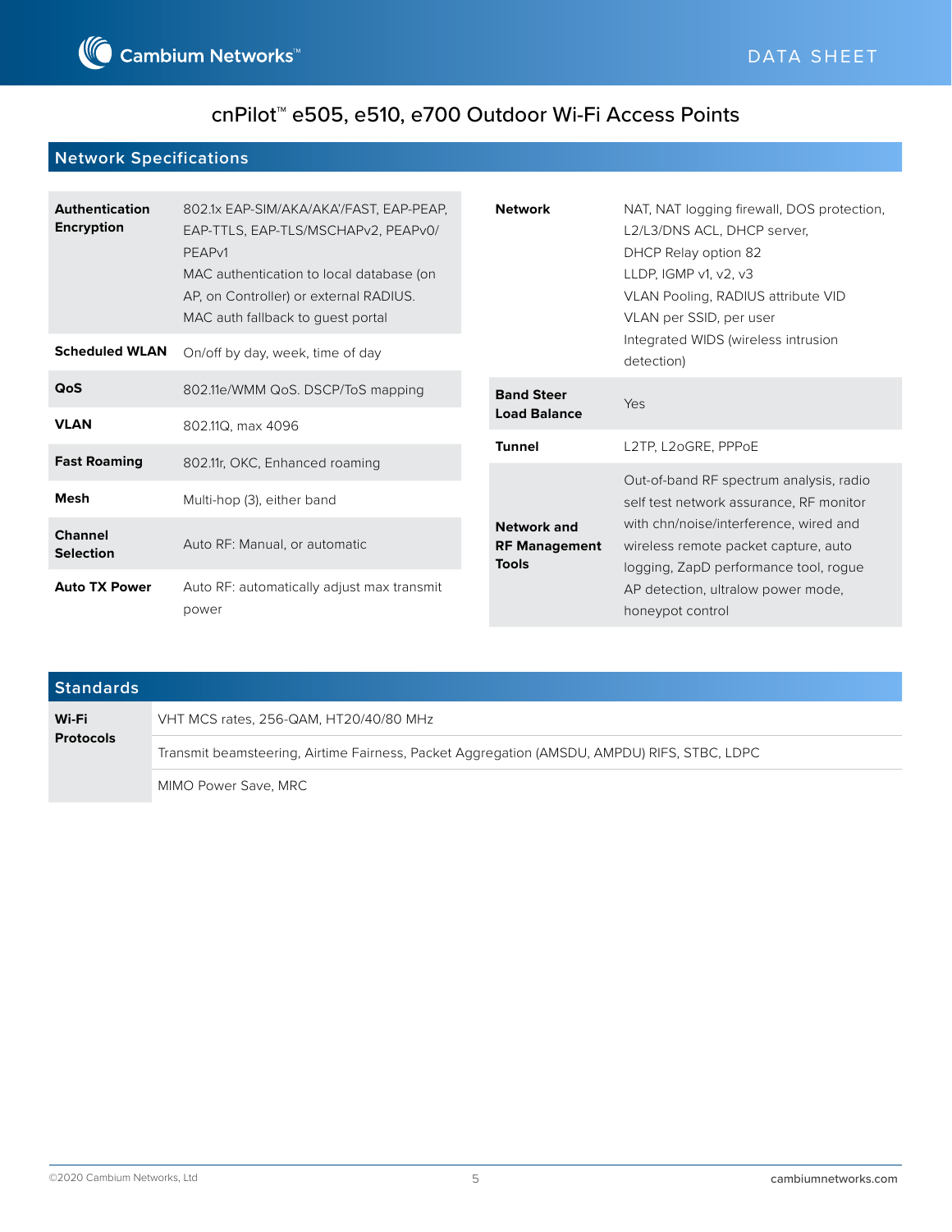# cnPilot™ e505, e510, e700 Outdoor Wi-Fi Access Points

## Network Specifications

| | |
|---|---|
| **Authentication Encryption** | 802.1x EAP-SIM/AKA/AKA'/FAST, EAP-PEAP, EAP-TTLS, EAP-TLS/MSCHAPv2, PEAPv0/PEAPv1<br>MAC authentication to local database (on AP, on Controller) or external RADIUS.<br>MAC auth fallback to guest portal |
| **Scheduled WLAN** | On/off by day, week, time of day |
| **QoS** | 802.11e/WMM QoS. DSCP/ToS mapping |
| **VLAN** | 802.11Q, max 4096 |
| **Fast Roaming** | 802.11r, OKC, Enhanced roaming |
| **Mesh** | Multi-hop (3), either band |
| **Channel Selection** | Auto RF: Manual, or automatic |
| **Auto TX Power** | Auto RF: automatically adjust max transmit power |
| **Network** | NAT, NAT logging firewall, DOS protection, L2/L3/DNS ACL, DHCP server,<br>DHCP Relay option 82<br>LLDP, IGMP v1, v2, v3<br>VLAN Pooling, RADIUS attribute VID<br>VLAN per SSID, per user<br>Integrated WIDS (wireless intrusion detection) |
| **Band Steer Load Balance** | Yes |
| **Tunnel** | L2TP, L2oGRE, PPPoE |
| **Network and RF Management Tools** | Out-of-band RF spectrum analysis, radio self test network assurance, RF monitor with chn/noise/interference, wired and wireless remote packet capture, auto logging, ZapD performance tool, rogue AP detection, ultralow power mode, honeypot control |

## Standards

| | |
|---|---|
| **Wi-Fi Protocols** | VHT MCS rates, 256-QAM, HT20/40/80 MHz |
| | Transmit beamsteering, Airtime Fairness, Packet Aggregation (AMSDU, AMPDU) RIFS, STBC, LDPC |
| | MIMO Power Save, MRC |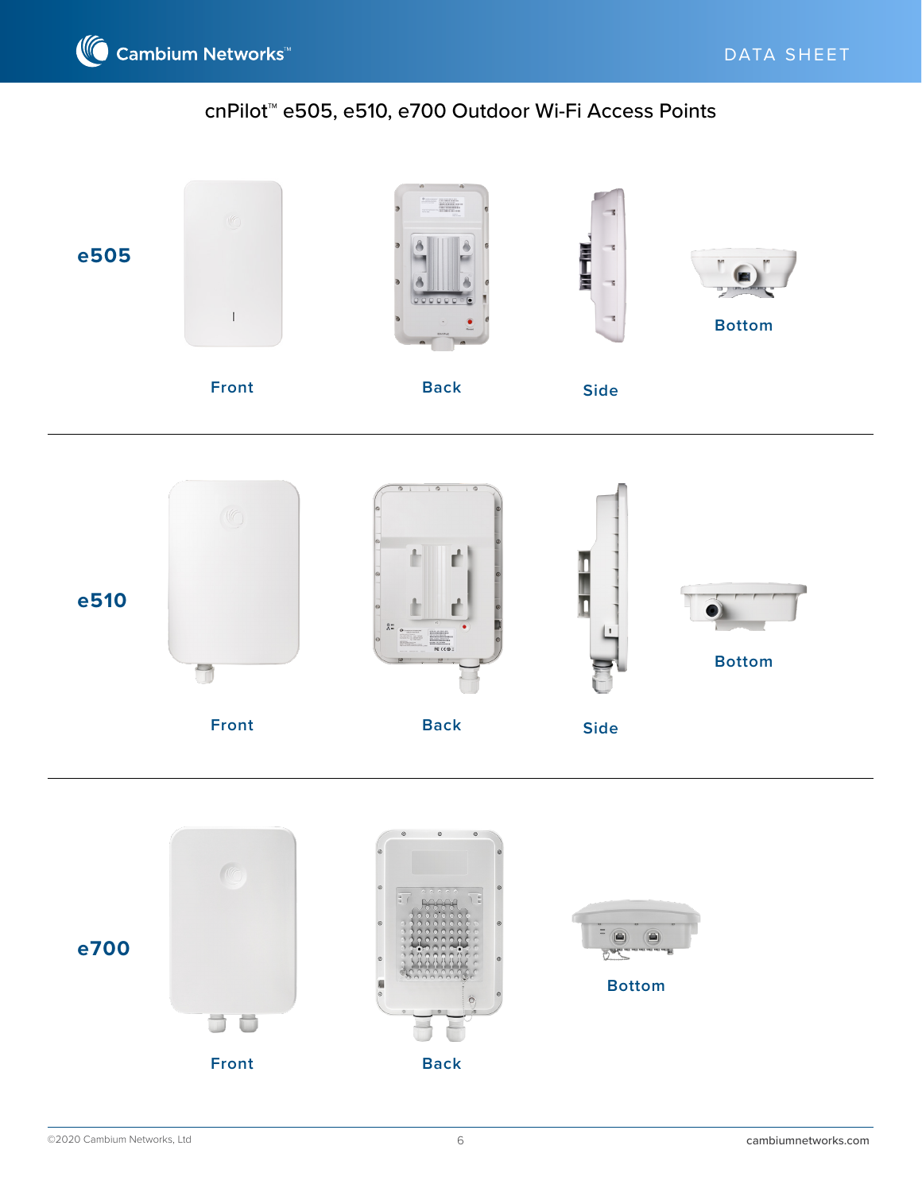# cnPilot™ e505, e510, e700 Outdoor Wi-Fi Access Points

**e505**

Front

Back

Side

Bottom

**e510**

Front

Back

Side

Bottom

**e700**

Front

Back

Bottom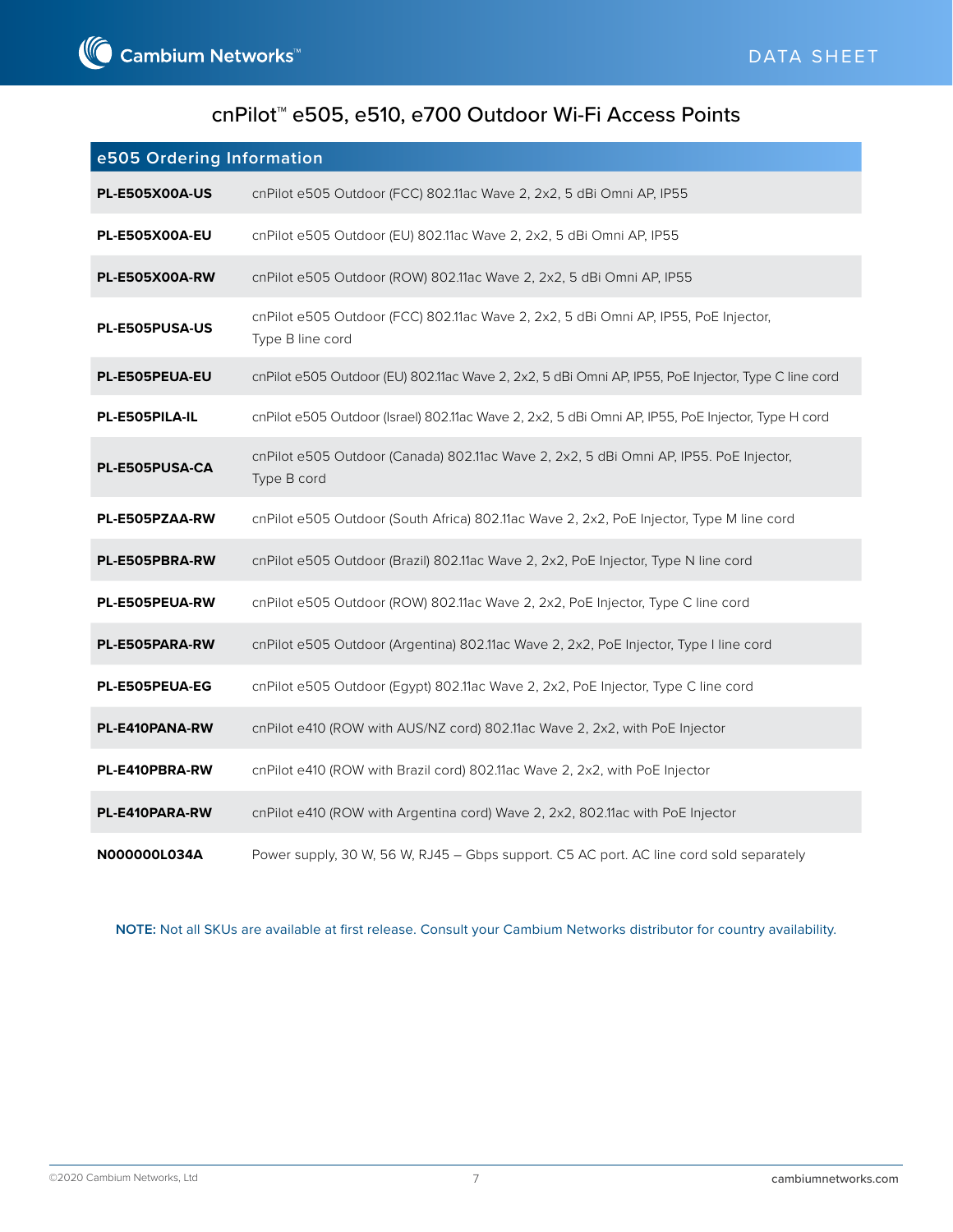# cnPilot™ e505, e510, e700 Outdoor Wi-Fi Access Points

| e505 Ordering Information | |
|---|---|
| **PL-E505X00A-US** | cnPilot e505 Outdoor (FCC) 802.11ac Wave 2, 2x2, 5 dBi Omni AP, IP55 |
| **PL-E505X00A-EU** | cnPilot e505 Outdoor (EU) 802.11ac Wave 2, 2x2, 5 dBi Omni AP, IP55 |
| **PL-E505X00A-RW** | cnPilot e505 Outdoor (ROW) 802.11ac Wave 2, 2x2, 5 dBi Omni AP, IP55 |
| **PL-E505PUSA-US** | cnPilot e505 Outdoor (FCC) 802.11ac Wave 2, 2x2, 5 dBi Omni AP, IP55, PoE Injector, Type B line cord |
| **PL-E505PEUA-EU** | cnPilot e505 Outdoor (EU) 802.11ac Wave 2, 2x2, 5 dBi Omni AP, IP55, PoE Injector, Type C line cord |
| **PL-E505PILA-IL** | cnPilot e505 Outdoor (Israel) 802.11ac Wave 2, 2x2, 5 dBi Omni AP, IP55, PoE Injector, Type H cord |
| **PL-E505PUSA-CA** | cnPilot e505 Outdoor (Canada) 802.11ac Wave 2, 2x2, 5 dBi Omni AP, IP55. PoE Injector, Type B cord |
| **PL-E505PZAA-RW** | cnPilot e505 Outdoor (South Africa) 802.11ac Wave 2, 2x2, PoE Injector, Type M line cord |
| **PL-E505PBRA-RW** | cnPilot e505 Outdoor (Brazil) 802.11ac Wave 2, 2x2, PoE Injector, Type N line cord |
| **PL-E505PEUA-RW** | cnPilot e505 Outdoor (ROW) 802.11ac Wave 2, 2x2, PoE Injector, Type C line cord |
| **PL-E505PARA-RW** | cnPilot e505 Outdoor (Argentina) 802.11ac Wave 2, 2x2, PoE Injector, Type I line cord |
| **PL-E505PEUA-EG** | cnPilot e505 Outdoor (Egypt) 802.11ac Wave 2, 2x2, PoE Injector, Type C line cord |
| **PL-E410PANA-RW** | cnPilot e410 (ROW with AUS/NZ cord) 802.11ac Wave 2, 2x2, with PoE Injector |
| **PL-E410PBRA-RW** | cnPilot e410 (ROW with Brazil cord) 802.11ac Wave 2, 2x2, with PoE Injector |
| **PL-E410PARA-RW** | cnPilot e410 (ROW with Argentina cord) Wave 2, 2x2, 802.11ac with PoE Injector |
| **N000000L034A** | Power supply, 30 W, 56 W, RJ45 – Gbps support. C5 AC port. AC line cord sold separately |

**NOTE:** Not all SKUs are available at first release. Consult your Cambium Networks distributor for country availability.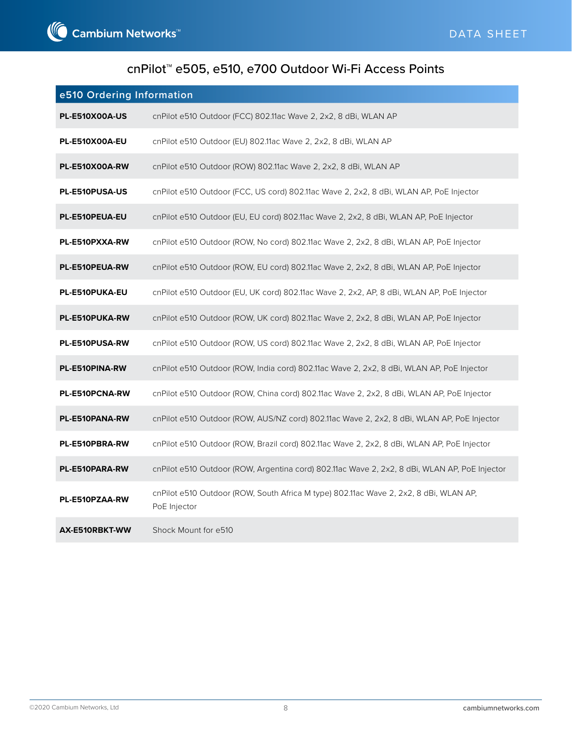# cnPilot™ e505, e510, e700 Outdoor Wi-Fi Access Points

| e510 Ordering Information | |
|---|---|
| **PL-E510X00A-US** | cnPilot e510 Outdoor (FCC) 802.11ac Wave 2, 2x2, 8 dBi, WLAN AP |
| **PL-E510X00A-EU** | cnPilot e510 Outdoor (EU) 802.11ac Wave 2, 2x2, 8 dBi, WLAN AP |
| **PL-E510X00A-RW** | cnPilot e510 Outdoor (ROW) 802.11ac Wave 2, 2x2, 8 dBi, WLAN AP |
| **PL-E510PUSA-US** | cnPilot e510 Outdoor (FCC, US cord) 802.11ac Wave 2, 2x2, 8 dBi, WLAN AP, PoE Injector |
| **PL-E510PEUA-EU** | cnPilot e510 Outdoor (EU, EU cord) 802.11ac Wave 2, 2x2, 8 dBi, WLAN AP, PoE Injector |
| **PL-E510PXXA-RW** | cnPilot e510 Outdoor (ROW, No cord) 802.11ac Wave 2, 2x2, 8 dBi, WLAN AP, PoE Injector |
| **PL-E510PEUA-RW** | cnPilot e510 Outdoor (ROW, EU cord) 802.11ac Wave 2, 2x2, 8 dBi, WLAN AP, PoE Injector |
| **PL-E510PUKA-EU** | cnPilot e510 Outdoor (EU, UK cord) 802.11ac Wave 2, 2x2, AP, 8 dBi, WLAN AP, PoE Injector |
| **PL-E510PUKA-RW** | cnPilot e510 Outdoor (ROW, UK cord) 802.11ac Wave 2, 2x2, 8 dBi, WLAN AP, PoE Injector |
| **PL-E510PUSA-RW** | cnPilot e510 Outdoor (ROW, US cord) 802.11ac Wave 2, 2x2, 8 dBi, WLAN AP, PoE Injector |
| **PL-E510PINA-RW** | cnPilot e510 Outdoor (ROW, India cord) 802.11ac Wave 2, 2x2, 8 dBi, WLAN AP, PoE Injector |
| **PL-E510PCNA-RW** | cnPilot e510 Outdoor (ROW, China cord) 802.11ac Wave 2, 2x2, 8 dBi, WLAN AP, PoE Injector |
| **PL-E510PANA-RW** | cnPilot e510 Outdoor (ROW, AUS/NZ cord) 802.11ac Wave 2, 2x2, 8 dBi, WLAN AP, PoE Injector |
| **PL-E510PBRA-RW** | cnPilot e510 Outdoor (ROW, Brazil cord) 802.11ac Wave 2, 2x2, 8 dBi, WLAN AP, PoE Injector |
| **PL-E510PARA-RW** | cnPilot e510 Outdoor (ROW, Argentina cord) 802.11ac Wave 2, 2x2, 8 dBi, WLAN AP, PoE Injector |
| **PL-E510PZAA-RW** | cnPilot e510 Outdoor (ROW, South Africa M type) 802.11ac Wave 2, 2x2, 8 dBi, WLAN AP, PoE Injector |
| **AX-E510RBKT-WW** | Shock Mount for e510 |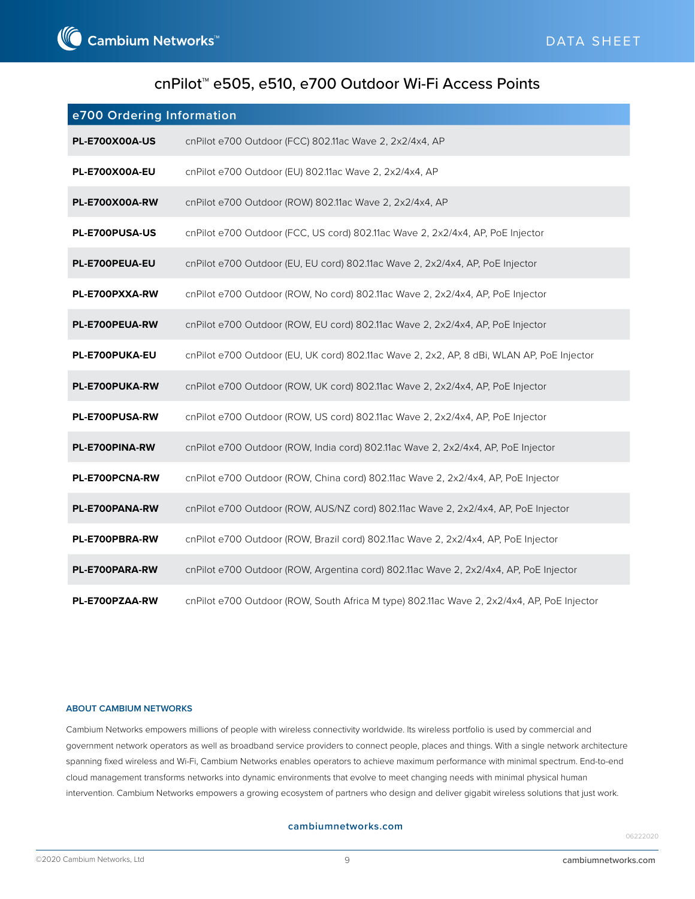# cnPilot™ e505, e510, e700 Outdoor Wi-Fi Access Points

## e700 Ordering Information

| | |
|---|---|
| **PL-E700X00A-US** | cnPilot e700 Outdoor (FCC) 802.11ac Wave 2, 2x2/4x4, AP |
| **PL-E700X00A-EU** | cnPilot e700 Outdoor (EU) 802.11ac Wave 2, 2x2/4x4, AP |
| **PL-E700X00A-RW** | cnPilot e700 Outdoor (ROW) 802.11ac Wave 2, 2x2/4x4, AP |
| **PL-E700PUSA-US** | cnPilot e700 Outdoor (FCC, US cord) 802.11ac Wave 2, 2x2/4x4, AP, PoE Injector |
| **PL-E700PEUA-EU** | cnPilot e700 Outdoor (EU, EU cord) 802.11ac Wave 2, 2x2/4x4, AP, PoE Injector |
| **PL-E700PXXA-RW** | cnPilot e700 Outdoor (ROW, No cord) 802.11ac Wave 2, 2x2/4x4, AP, PoE Injector |
| **PL-E700PEUA-RW** | cnPilot e700 Outdoor (ROW, EU cord) 802.11ac Wave 2, 2x2/4x4, AP, PoE Injector |
| **PL-E700PUKA-EU** | cnPilot e700 Outdoor (EU, UK cord) 802.11ac Wave 2, 2x2, AP, 8 dBi, WLAN AP, PoE Injector |
| **PL-E700PUKA-RW** | cnPilot e700 Outdoor (ROW, UK cord) 802.11ac Wave 2, 2x2/4x4, AP, PoE Injector |
| **PL-E700PUSA-RW** | cnPilot e700 Outdoor (ROW, US cord) 802.11ac Wave 2, 2x2/4x4, AP, PoE Injector |
| **PL-E700PINA-RW** | cnPilot e700 Outdoor (ROW, India cord) 802.11ac Wave 2, 2x2/4x4, AP, PoE Injector |
| **PL-E700PCNA-RW** | cnPilot e700 Outdoor (ROW, China cord) 802.11ac Wave 2, 2x2/4x4, AP, PoE Injector |
| **PL-E700PANA-RW** | cnPilot e700 Outdoor (ROW, AUS/NZ cord) 802.11ac Wave 2, 2x2/4x4, AP, PoE Injector |
| **PL-E700PBRA-RW** | cnPilot e700 Outdoor (ROW, Brazil cord) 802.11ac Wave 2, 2x2/4x4, AP, PoE Injector |
| **PL-E700PARA-RW** | cnPilot e700 Outdoor (ROW, Argentina cord) 802.11ac Wave 2, 2x2/4x4, AP, PoE Injector |
| **PL-E700PZAA-RW** | cnPilot e700 Outdoor (ROW, South Africa M type) 802.11ac Wave 2, 2x2/4x4, AP, PoE Injector |

### ABOUT CAMBIUM NETWORKS

Cambium Networks empowers millions of people with wireless connectivity worldwide. Its wireless portfolio is used by commercial and government network operators as well as broadband service providers to connect people, places and things. With a single network architecture spanning fixed wireless and Wi-Fi, Cambium Networks enables operators to achieve maximum performance with minimal spectrum. End-to-end cloud management transforms networks into dynamic environments that evolve to meet changing needs with minimal physical human intervention. Cambium Networks empowers a growing ecosystem of partners who design and deliver gigabit wireless solutions that just work.

cambiumnetworks.com

06222020

©2020 Cambium Networks, Ltd